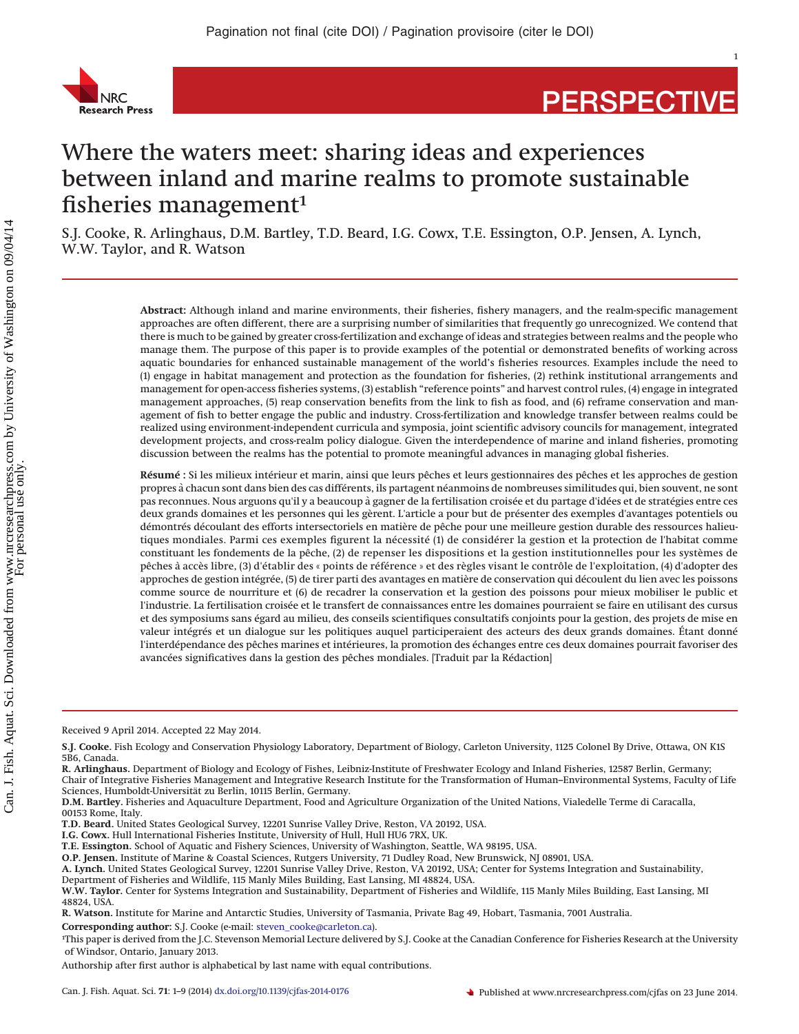PERSPECTIVE

# Where the waters meet: sharing ideas and experiences between inland and marine realms to promote sustainable fisheries management[1]

S.J. Cooke, R. Arlinghaus, D.M. Bartley, T.D. Beard, I.G. Cowx, T.E. Essington, O.P. Jensen, A. Lynch, W.W. Taylor, and R. Watson

**Abstract:** Although inland and marine environments, their fisheries, fishery managers, and the realm-specific management approaches are often different, there are a surprising number of similarities that frequently go unrecognized. We contend that there is much to be gained by greater cross-fertilization and exchange of ideas and strategies between realms and the people who manage them. The purpose of this paper is to provide examples of the potential or demonstrated benefits of working across aquatic boundaries for enhanced sustainable management of the world's fisheries resources. Examples include the need to (1) engage in habitat management and protection as the foundation for fisheries, (2) rethink institutional arrangements and management for open-access fisheries systems, (3) establish "reference points" and harvest control rules, (4) engage in integrated management approaches, (5) reap conservation benefits from the link to fish as food, and (6) reframe conservation and management of fish to better engage the public and industry. Cross-fertilization and knowledge transfer between realms could be realized using environment-independent curricula and symposia, joint scientific advisory councils for management, integrated development projects, and cross-realm policy dialogue. Given the interdependence of marine and inland fisheries, promoting discussion between the realms has the potential to promote meaningful advances in managing global fisheries.

**Résumé :** Si les milieux intérieur et marin, ainsi que leurs pêches et leurs gestionnaires des pêches et les approches de gestion propres à chacun sont dans bien des cas différents, ils partagent néanmoins de nombreuses similitudes qui, bien souvent, ne sont pas reconnues. Nous arguons qu'il y a beaucoup à gagner de la fertilisation croisée et du partage d'idées et de stratégies entre ces deux grands domaines et les personnes qui les gèrent. L'article a pour but de présenter des exemples d'avantages potentiels ou démontrés découlant des efforts intersectoriels en matière de pêche pour une meilleure gestion durable des ressources halieutiques mondiales. Parmi ces exemples figurent la nécessité (1) de considérer la gestion et la protection de l'habitat comme constituant les fondements de la pêche, (2) de repenser les dispositions et la gestion institutionnelles pour les systèmes de pêches à accès libre, (3) d'établir des « points de référence » et des règles visant le contrôle de l'exploitation, (4) d'adopter des approches de gestion intégrée, (5) de tirer parti des avantages en matière de conservation qui découlent du lien avec les poissons comme source de nourriture et (6) de recadrer la conservation et la gestion des poissons pour mieux mobiliser le public et l'industrie. La fertilisation croisée et le transfert de connaissances entre les domaines pourraient se faire en utilisant des cursus et des symposiums sans égard au milieu, des conseils scientifiques consultatifs conjoints pour la gestion, des projets de mise en valeur intégrés et un dialogue sur les politiques auquel participeraient des acteurs des deux grands domaines. Étant donné l'interdépendance des pêches marines et intérieures, la promotion des échanges entre ces deux domaines pourrait favoriser des avancées significatives dans la gestion des pêches mondiales. [Traduit par la Rédaction]

---

Received 9 April 2014. Accepted 22 May 2014.

**S.J. Cooke.** Fish Ecology and Conservation Physiology Laboratory, Department of Biology, Carleton University, 1125 Colonel By Drive, Ottawa, ON K1S 5B6, Canada.

**R. Arlinghaus.** Department of Biology and Ecology of Fishes, Leibniz-Institute of Freshwater Ecology and Inland Fisheries, 12587 Berlin, Germany; Chair of Integrative Fisheries Management and Integrative Research Institute for the Transformation of Human–Environmental Systems, Faculty of Life Sciences, Humboldt-Universität zu Berlin, 10115 Berlin, Germany.

**D.M. Bartley.** Fisheries and Aquaculture Department, Food and Agriculture Organization of the United Nations, Vialedelle Terme di Caracalla, 00153 Rome, Italy.

**T.D. Beard.** United States Geological Survey, 12201 Sunrise Valley Drive, Reston, VA 20192, USA.

**I.G. Cowx.** Hull International Fisheries Institute, University of Hull, Hull HU6 7RX, UK.

**T.E. Essington.** School of Aquatic and Fishery Sciences, University of Washington, Seattle, WA 98195, USA.

**O.P. Jensen.** Institute of Marine & Coastal Sciences, Rutgers University, 71 Dudley Road, New Brunswick, NJ 08901, USA.

**A. Lynch.** United States Geological Survey, 12201 Sunrise Valley Drive, Reston, VA 20192, USA; Center for Systems Integration and Sustainability, Department of Fisheries and Wildlife, 115 Manly Miles Building, East Lansing, MI 48824, USA.

**W.W. Taylor.** Center for Systems Integration and Sustainability, Department of Fisheries and Wildlife, 115 Manly Miles Building, East Lansing, MI 48824, USA.

**R. Watson.** Institute for Marine and Antarctic Studies, University of Tasmania, Private Bag 49, Hobart, Tasmania, 7001 Australia.

**Corresponding author:** S.J. Cooke (e-mail: steven_cooke@carleton.ca).

[1]This paper is derived from the J.C. Stevenson Memorial Lecture delivered by S.J. Cooke at the Canadian Conference for Fisheries Research at the University of Windsor, Ontario, January 2013.

Authorship after first author is alphabetical by last name with equal contributions.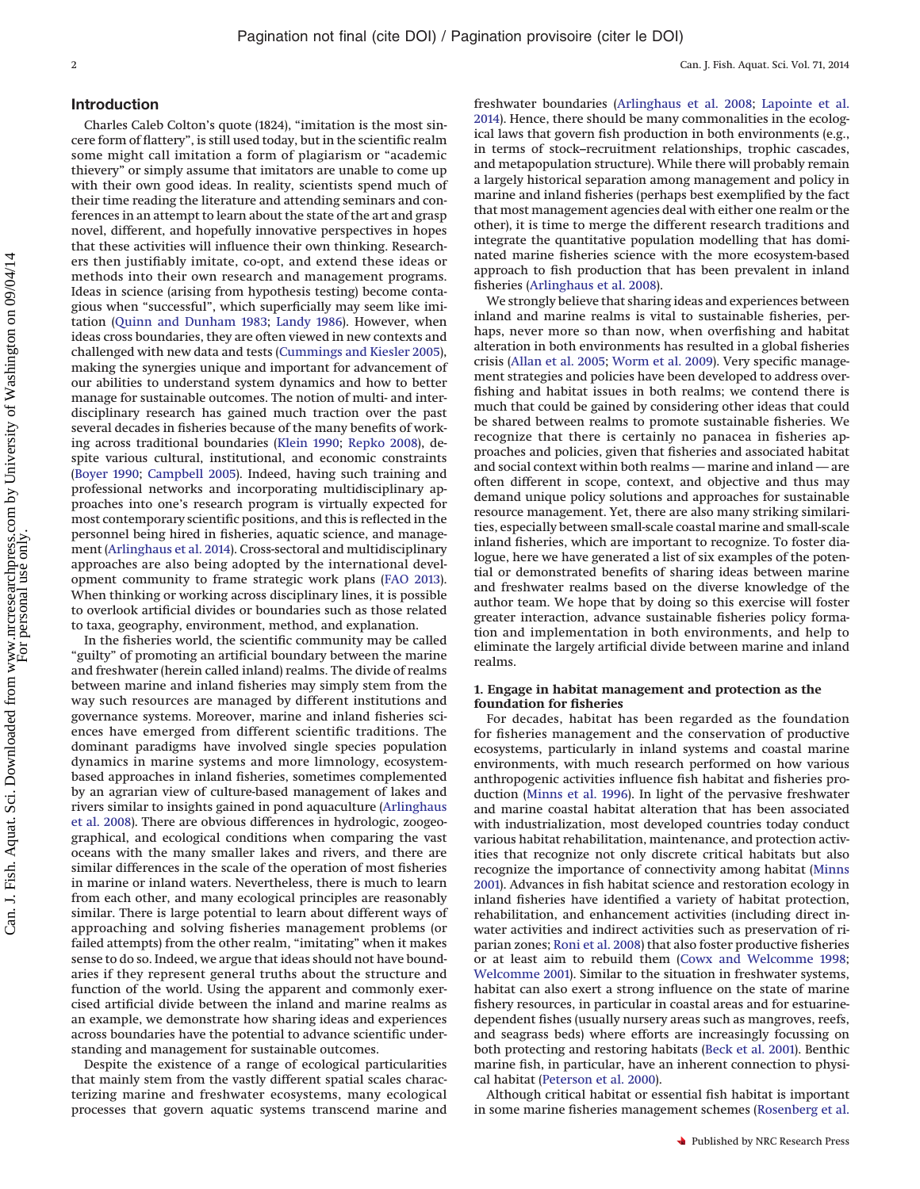## Introduction

Charles Caleb Colton's quote (1824), "imitation is the most sincere form of flattery", is still used today, but in the scientific realm some might call imitation a form of plagiarism or "academic thievery" or simply assume that imitators are unable to come up with their own good ideas. In reality, scientists spend much of their time reading the literature and attending seminars and conferences in an attempt to learn about the state of the art and grasp novel, different, and hopefully innovative perspectives in hopes that these activities will influence their own thinking. Researchers then justifiably imitate, co-opt, and extend these ideas or methods into their own research and management programs. Ideas in science (arising from hypothesis testing) become contagious when "successful", which superficially may seem like imitation (Quinn and Dunham 1983; Landy 1986). However, when ideas cross boundaries, they are often viewed in new contexts and challenged with new data and tests (Cummings and Kiesler 2005), making the synergies unique and important for advancement of our abilities to understand system dynamics and how to better manage for sustainable outcomes. The notion of multi- and interdisciplinary research has gained much traction over the past several decades in fisheries because of the many benefits of working across traditional boundaries (Klein 1990; Repko 2008), despite various cultural, institutional, and economic constraints (Boyer 1990; Campbell 2005). Indeed, having such training and professional networks and incorporating multidisciplinary approaches into one's research program is virtually expected for most contemporary scientific positions, and this is reflected in the personnel being hired in fisheries, aquatic science, and management (Arlinghaus et al. 2014). Cross-sectoral and multidisciplinary approaches are also being adopted by the international development community to frame strategic work plans (FAO 2013). When thinking or working across disciplinary lines, it is possible to overlook artificial divides or boundaries such as those related to taxa, geography, environment, method, and explanation.

In the fisheries world, the scientific community may be called "guilty" of promoting an artificial boundary between the marine and freshwater (herein called inland) realms. The divide of realms between marine and inland fisheries may simply stem from the way such resources are managed by different institutions and governance systems. Moreover, marine and inland fisheries sciences have emerged from different scientific traditions. The dominant paradigms have involved single species population dynamics in marine systems and more limnology, ecosystem-based approaches in inland fisheries, sometimes complemented by an agrarian view of culture-based management of lakes and rivers similar to insights gained in pond aquaculture (Arlinghaus et al. 2008). There are obvious differences in hydrologic, zoogeographical, and ecological conditions when comparing the vast oceans with the many smaller lakes and rivers, and there are similar differences in the scale of the operation of most fisheries in marine or inland waters. Nevertheless, there is much to learn from each other, and many ecological principles are reasonably similar. There is large potential to learn about different ways of approaching and solving fisheries management problems (or failed attempts) from the other realm, "imitating" when it makes sense to do so. Indeed, we argue that ideas should not have boundaries if they represent general truths about the structure and function of the world. Using the apparent and commonly exercised artificial divide between the inland and marine realms as an example, we demonstrate how sharing ideas and experiences across boundaries have the potential to advance scientific understanding and management for sustainable outcomes.

Despite the existence of a range of ecological particularities that mainly stem from the vastly different spatial scales characterizing marine and freshwater ecosystems, many ecological processes that govern aquatic systems transcend marine and freshwater boundaries (Arlinghaus et al. 2008; Lapointe et al. 2014). Hence, there should be many commonalities in the ecological laws that govern fish production in both environments (e.g., in terms of stock–recruitment relationships, trophic cascades, and metapopulation structure). While there will probably remain a largely historical separation among management and policy in marine and inland fisheries (perhaps best exemplified by the fact that most management agencies deal with either one realm or the other), it is time to merge the different research traditions and integrate the quantitative population modelling that has dominated marine fisheries science with the more ecosystem-based approach to fish production that has been prevalent in inland fisheries (Arlinghaus et al. 2008).

We strongly believe that sharing ideas and experiences between inland and marine realms is vital to sustainable fisheries, perhaps, never more so than now, when overfishing and habitat alteration in both environments has resulted in a global fisheries crisis (Allan et al. 2005; Worm et al. 2009). Very specific management strategies and policies have been developed to address overfishing and habitat issues in both realms; we contend there is much that could be gained by considering other ideas that could be shared between realms to promote sustainable fisheries. We recognize that there is certainly no panacea in fisheries approaches and policies, given that fisheries and associated habitat and social context within both realms — marine and inland — are often different in scope, context, and objective and thus may demand unique policy solutions and approaches for sustainable resource management. Yet, there are also many striking similarities, especially between small-scale coastal marine and small-scale inland fisheries, which are important to recognize. To foster dialogue, here we have generated a list of six examples of the potential or demonstrated benefits of sharing ideas between marine and freshwater realms based on the diverse knowledge of the author team. We hope that by doing so this exercise will foster greater interaction, advance sustainable fisheries policy formation and implementation in both environments, and help to eliminate the largely artificial divide between marine and inland realms.

### 1. Engage in habitat management and protection as the foundation for fisheries

For decades, habitat has been regarded as the foundation for fisheries management and the conservation of productive ecosystems, particularly in inland systems and coastal marine environments, with much research performed on how various anthropogenic activities influence fish habitat and fisheries production (Minns et al. 1996). In light of the pervasive freshwater and marine coastal habitat alteration that has been associated with industrialization, most developed countries today conduct various habitat rehabilitation, maintenance, and protection activities that recognize not only discrete critical habitats but also recognize the importance of connectivity among habitat (Minns 2001). Advances in fish habitat science and restoration ecology in inland fisheries have identified a variety of habitat protection, rehabilitation, and enhancement activities (including direct in-water activities and indirect activities such as preservation of riparian zones; Roni et al. 2008) that also foster productive fisheries or at least aim to rebuild them (Cowx and Welcomme 1998; Welcomme 2001). Similar to the situation in freshwater systems, habitat can also exert a strong influence on the state of marine fishery resources, in particular in coastal areas and for estuarine-dependent fishes (usually nursery areas such as mangroves, reefs, and seagrass beds) where efforts are increasingly focussing on both protecting and restoring habitats (Beck et al. 2001). Benthic marine fish, in particular, have an inherent connection to physical habitat (Peterson et al. 2000).

Although critical habitat or essential fish habitat is important in some marine fisheries management schemes (Rosenberg et al.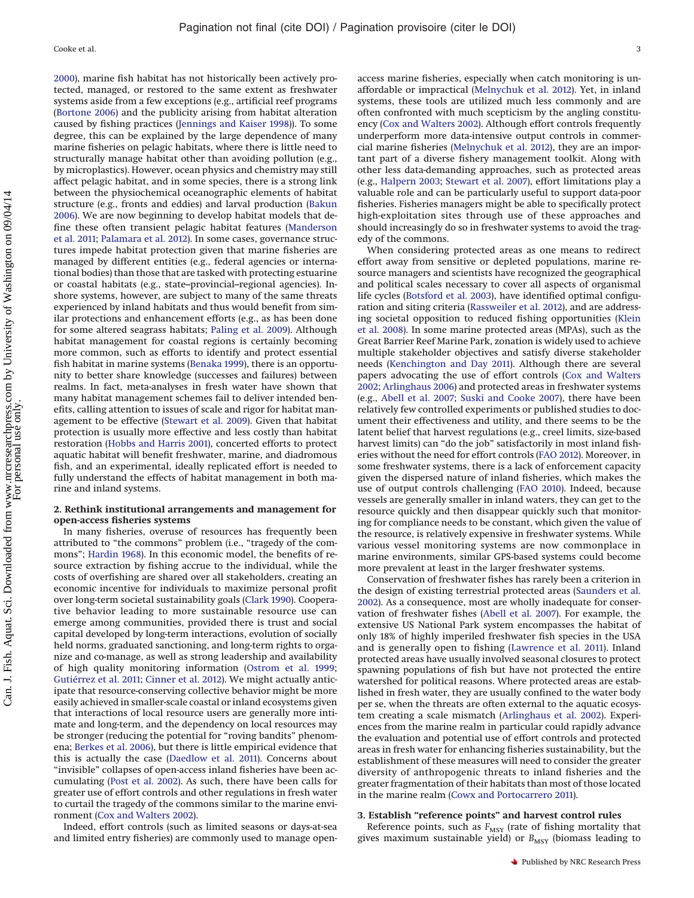2000), marine fish habitat has not historically been actively protected, managed, or restored to the same extent as freshwater systems aside from a few exceptions (e.g., artificial reef programs (Bortone 2006) and the publicity arising from habitat alteration caused by fishing practices (Jennings and Kaiser 1998)). To some degree, this can be explained by the large dependence of many marine fisheries on pelagic habitats, where there is little need to structurally manage habitat other than avoiding pollution (e.g., by microplastics). However, ocean physics and chemistry may still affect pelagic habitat, and in some species, there is a strong link between the physiochemical oceanographic elements of habitat structure (e.g., fronts and eddies) and larval production (Bakun 2006). We are now beginning to develop habitat models that define these often transient pelagic habitat features (Manderson et al. 2011; Palamara et al. 2012). In some cases, governance structures impede habitat protection given that marine fisheries are managed by different entities (e.g., federal agencies or international bodies) than those that are tasked with protecting estuarine or coastal habitats (e.g., state–provincial–regional agencies). Inshore systems, however, are subject to many of the same threats experienced by inland habitats and thus would benefit from similar protections and enhancement efforts (e.g., as has been done for some altered seagrass habitats; Paling et al. 2009). Although habitat management for coastal regions is certainly becoming more common, such as efforts to identify and protect essential fish habitat in marine systems (Benaka 1999), there is an opportunity to better share knowledge (successes and failures) between realms. In fact, meta-analyses in fresh water have shown that many habitat management schemes fail to deliver intended benefits, calling attention to issues of scale and rigor for habitat management to be effective (Stewart et al. 2009). Given that habitat protection is usually more effective and less costly than habitat restoration (Hobbs and Harris 2001), concerted efforts to protect aquatic habitat will benefit freshwater, marine, and diadromous fish, and an experimental, ideally replicated effort is needed to fully understand the effects of habitat management in both marine and inland systems.

### 2. Rethink institutional arrangements and management for open-access fisheries systems

In many fisheries, overuse of resources has frequently been attributed to "the commons" problem (i.e., "tragedy of the commons"; Hardin 1968). In this economic model, the benefits of resource extraction by fishing accrue to the individual, while the costs of overfishing are shared over all stakeholders, creating an economic incentive for individuals to maximize personal profit over long-term societal sustainability goals (Clark 1990). Cooperative behavior leading to more sustainable resource use can emerge among communities, provided there is trust and social capital developed by long-term interactions, evolution of socially held norms, graduated sanctioning, and long-term rights to organize and co-manage, as well as strong leadership and availability of high quality monitoring information (Ostrom et al. 1999; Gutiérrez et al. 2011; Cinner et al. 2012). We might actually anticipate that resource-conserving collective behavior might be more easily achieved in smaller-scale coastal or inland ecosystems given that interactions of local resource users are generally more intimate and long-term, and the dependency on local resources may be stronger (reducing the potential for "roving bandits" phenomena; Berkes et al. 2006), but there is little empirical evidence that this is actually the case (Daedlow et al. 2011). Concerns about "invisible" collapses of open-access inland fisheries have been accumulating (Post et al. 2002). As such, there have been calls for greater use of effort controls and other regulations in fresh water to curtail the tragedy of the commons similar to the marine environment (Cox and Walters 2002).

Indeed, effort controls (such as limited seasons or days-at-sea and limited entry fisheries) are commonly used to manage open-access marine fisheries, especially when catch monitoring is unaffordable or impractical (Melnychuk et al. 2012). Yet, in inland systems, these tools are utilized much less commonly and are often confronted with much scepticism by the angling constituency (Cox and Walters 2002). Although effort controls frequently underperform more data-intensive output controls in commercial marine fisheries (Melnychuk et al. 2012), they are an important part of a diverse fishery management toolkit. Along with other less data-demanding approaches, such as protected areas (e.g., Halpern 2003; Stewart et al. 2007), effort limitations play a valuable role and can be particularly useful to support data-poor fisheries. Fisheries managers might be able to specifically protect high-exploitation sites through use of these approaches and should increasingly do so in freshwater systems to avoid the tragedy of the commons.

When considering protected areas as one means to redirect effort away from sensitive or depleted populations, marine resource managers and scientists have recognized the geographical and political scales necessary to cover all aspects of organismal life cycles (Botsford et al. 2003), have identified optimal configuration and siting criteria (Rassweiler et al. 2012), and are addressing societal opposition to reduced fishing opportunities (Klein et al. 2008). In some marine protected areas (MPAs), such as the Great Barrier Reef Marine Park, zonation is widely used to achieve multiple stakeholder objectives and satisfy diverse stakeholder needs (Kenchington and Day 2011). Although there are several papers advocating the use of effort controls (Cox and Walters 2002; Arlinghaus 2006) and protected areas in freshwater systems (e.g., Abell et al. 2007; Suski and Cooke 2007), there have been relatively few controlled experiments or published studies to document their effectiveness and utility, and there seems to be the latent belief that harvest regulations (e.g., creel limits, size-based harvest limits) can "do the job" satisfactorily in most inland fisheries without the need for effort controls (FAO 2012). Moreover, in some freshwater systems, there is a lack of enforcement capacity given the dispersed nature of inland fisheries, which makes the use of output controls challenging (FAO 2010). Indeed, because vessels are generally smaller in inland waters, they can get to the resource quickly and then disappear quickly such that monitoring for compliance needs to be constant, which given the value of the resource, is relatively expensive in freshwater systems. While various vessel monitoring systems are now commonplace in marine environments, similar GPS-based systems could become more prevalent at least in the larger freshwater systems.

Conservation of freshwater fishes has rarely been a criterion in the design of existing terrestrial protected areas (Saunders et al. 2002). As a consequence, most are wholly inadequate for conservation of freshwater fishes (Abell et al. 2007). For example, the extensive US National Park system encompasses the habitat of only 18% of highly imperiled freshwater fish species in the USA and is generally open to fishing (Lawrence et al. 2011). Inland protected areas have usually involved seasonal closures to protect spawning populations of fish but have not protected the entire watershed for political reasons. Where protected areas are established in fresh water, they are usually confined to the water body per se, when the threats are often external to the aquatic ecosystem creating a scale mismatch (Arlinghaus et al. 2002). Experiences from the marine realm in particular could rapidly advance the evaluation and potential use of effort controls and protected areas in fresh water for enhancing fisheries sustainability, but the establishment of these measures will need to consider the greater diversity of anthropogenic threats to inland fisheries and the greater fragmentation of their habitats than most of those located in the marine realm (Cowx and Portocarrero 2011).

### 3. Establish "reference points" and harvest control rules

Reference points, such as $F_{MSY}$ (rate of fishing mortality that gives maximum sustainable yield) or $B_{MSY}$ (biomass leading to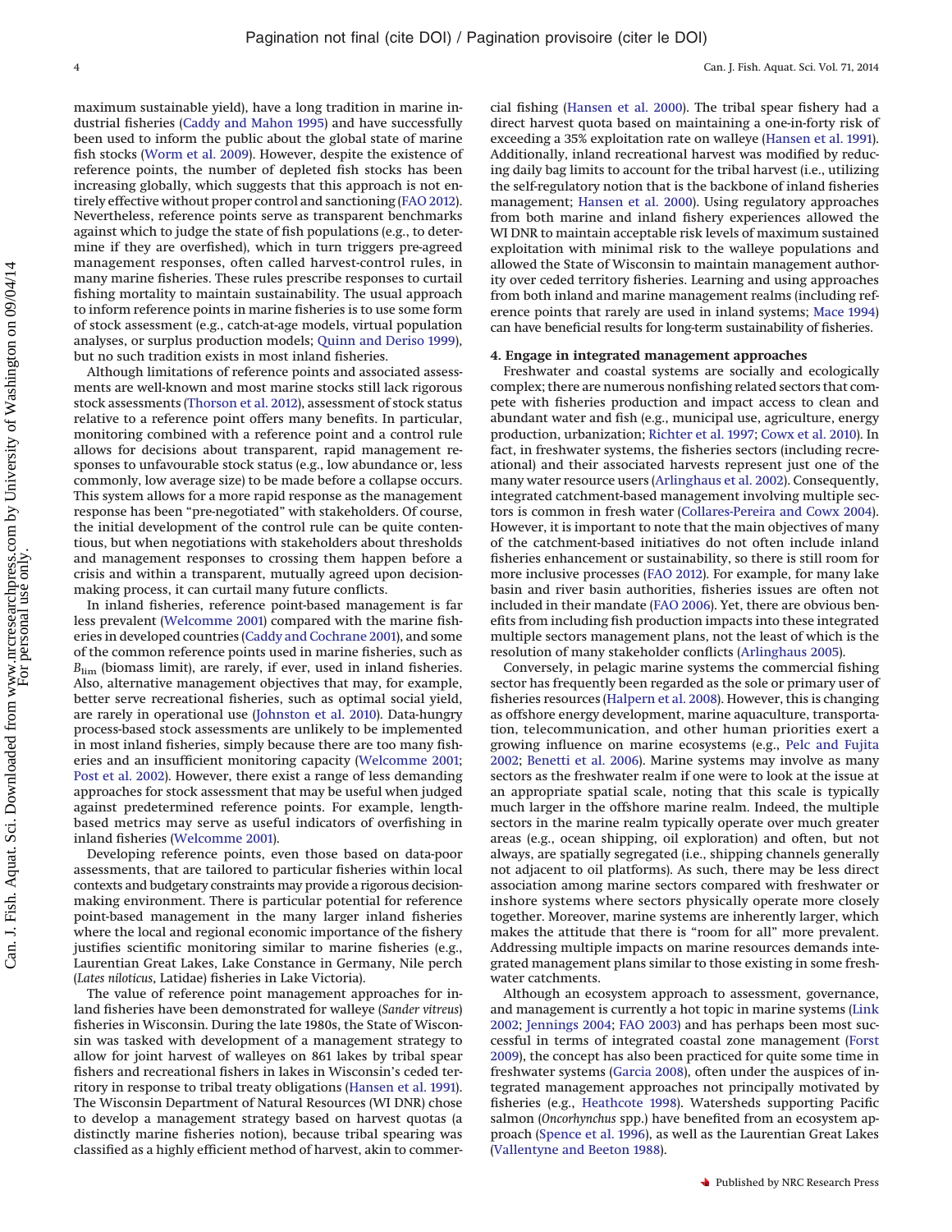maximum sustainable yield), have a long tradition in marine industrial fisheries (Caddy and Mahon 1995) and have successfully been used to inform the public about the global state of marine fish stocks (Worm et al. 2009). However, despite the existence of reference points, the number of depleted fish stocks has been increasing globally, which suggests that this approach is not entirely effective without proper control and sanctioning (FAO 2012). Nevertheless, reference points serve as transparent benchmarks against which to judge the state of fish populations (e.g., to determine if they are overfished), which in turn triggers pre-agreed management responses, often called harvest-control rules, in many marine fisheries. These rules prescribe responses to curtail fishing mortality to maintain sustainability. The usual approach to inform reference points in marine fisheries is to use some form of stock assessment (e.g., catch-at-age models, virtual population analyses, or surplus production models; Quinn and Deriso 1999), but no such tradition exists in most inland fisheries.

Although limitations of reference points and associated assessments are well-known and most marine stocks still lack rigorous stock assessments (Thorson et al. 2012), assessment of stock status relative to a reference point offers many benefits. In particular, monitoring combined with a reference point and a control rule allows for decisions about transparent, rapid management responses to unfavourable stock status (e.g., low abundance or, less commonly, low average size) to be made before a collapse occurs. This system allows for a more rapid response as the management response has been "pre-negotiated" with stakeholders. Of course, the initial development of the control rule can be quite contentious, but when negotiations with stakeholders about thresholds and management responses to crossing them happen before a crisis and within a transparent, mutually agreed upon decision-making process, it can curtail many future conflicts.

In inland fisheries, reference point-based management is far less prevalent (Welcomme 2001) compared with the marine fisheries in developed countries (Caddy and Cochrane 2001), and some of the common reference points used in marine fisheries, such as $B_{lim}$ (biomass limit), are rarely, if ever, used in inland fisheries. Also, alternative management objectives that may, for example, better serve recreational fisheries, such as optimal social yield, are rarely in operational use (Johnston et al. 2010). Data-hungry process-based stock assessments are unlikely to be implemented in most inland fisheries, simply because there are too many fisheries and an insufficient monitoring capacity (Welcomme 2001; Post et al. 2002). However, there exist a range of less demanding approaches for stock assessment that may be useful when judged against predetermined reference points. For example, length-based metrics may serve as useful indicators of overfishing in inland fisheries (Welcomme 2001).

Developing reference points, even those based on data-poor assessments, that are tailored to particular fisheries within local contexts and budgetary constraints may provide a rigorous decision-making environment. There is particular potential for reference point-based management in the many larger inland fisheries where the local and regional economic importance of the fishery justifies scientific monitoring similar to marine fisheries (e.g., Laurentian Great Lakes, Lake Constance in Germany, Nile perch (*Lates niloticus*, Latidae) fisheries in Lake Victoria).

The value of reference point management approaches for inland fisheries have been demonstrated for walleye (*Sander vitreus*) fisheries in Wisconsin. During the late 1980s, the State of Wisconsin was tasked with development of a management strategy to allow for joint harvest of walleyes on 861 lakes by tribal spear fishers and recreational fishers in lakes in Wisconsin's ceded territory in response to tribal treaty obligations (Hansen et al. 1991). The Wisconsin Department of Natural Resources (WI DNR) chose to develop a management strategy based on harvest quotas (a distinctly marine fisheries notion), because tribal spearing was classified as a highly efficient method of harvest, akin to commercial fishing (Hansen et al. 2000). The tribal spear fishery had a direct harvest quota based on maintaining a one-in-forty risk of exceeding a 35% exploitation rate on walleye (Hansen et al. 1991). Additionally, inland recreational harvest was modified by reducing daily bag limits to account for the tribal harvest (i.e., utilizing the self-regulatory notion that is the backbone of inland fisheries management; Hansen et al. 2000). Using regulatory approaches from both marine and inland fishery experiences allowed the WI DNR to maintain acceptable risk levels of maximum sustained exploitation with minimal risk to the walleye populations and allowed the State of Wisconsin to maintain management authority over ceded territory fisheries. Learning and using approaches from both inland and marine management realms (including reference points that rarely are used in inland systems; Mace 1994) can have beneficial results for long-term sustainability of fisheries.

## 4. Engage in integrated management approaches

Freshwater and coastal systems are socially and ecologically complex; there are numerous nonfishing related sectors that compete with fisheries production and impact access to clean and abundant water and fish (e.g., municipal use, agriculture, energy production, urbanization; Richter et al. 1997; Cowx et al. 2010). In fact, in freshwater systems, the fisheries sectors (including recreational) and their associated harvests represent just one of the many water resource users (Arlinghaus et al. 2002). Consequently, integrated catchment-based management involving multiple sectors is common in fresh water (Collares-Pereira and Cowx 2004). However, it is important to note that the main objectives of many of the catchment-based initiatives do not often include inland fisheries enhancement or sustainability, so there is still room for more inclusive processes (FAO 2012). For example, for many lake basin and river basin authorities, fisheries issues are often not included in their mandate (FAO 2006). Yet, there are obvious benefits from including fish production impacts into these integrated multiple sectors management plans, not the least of which is the resolution of many stakeholder conflicts (Arlinghaus 2005).

Conversely, in pelagic marine systems the commercial fishing sector has frequently been regarded as the sole or primary user of fisheries resources (Halpern et al. 2008). However, this is changing as offshore energy development, marine aquaculture, transportation, telecommunication, and other human priorities exert a growing influence on marine ecosystems (e.g., Pelc and Fujita 2002; Benetti et al. 2006). Marine systems may involve as many sectors as the freshwater realm if one were to look at the issue at an appropriate spatial scale, noting that this scale is typically much larger in the offshore marine realm. Indeed, the multiple sectors in the marine realm typically operate over much greater areas (e.g., ocean shipping, oil exploration) and often, but not always, are spatially segregated (i.e., shipping channels generally not adjacent to oil platforms). As such, there may be less direct association among marine sectors compared with freshwater or inshore systems where sectors physically operate more closely together. Moreover, marine systems are inherently larger, which makes the attitude that there is "room for all" more prevalent. Addressing multiple impacts on marine resources demands integrated management plans similar to those existing in some freshwater catchments.

Although an ecosystem approach to assessment, governance, and management is currently a hot topic in marine systems (Link 2002; Jennings 2004; FAO 2003) and has perhaps been most successful in terms of integrated coastal zone management (Forst 2009), the concept has also been practiced for quite some time in freshwater systems (Garcia 2008), often under the auspices of integrated management approaches not principally motivated by fisheries (e.g., Heathcote 1998). Watersheds supporting Pacific salmon (*Oncorhynchus* spp.) have benefited from an ecosystem approach (Spence et al. 1996), as well as the Laurentian Great Lakes (Vallentyne and Beeton 1988).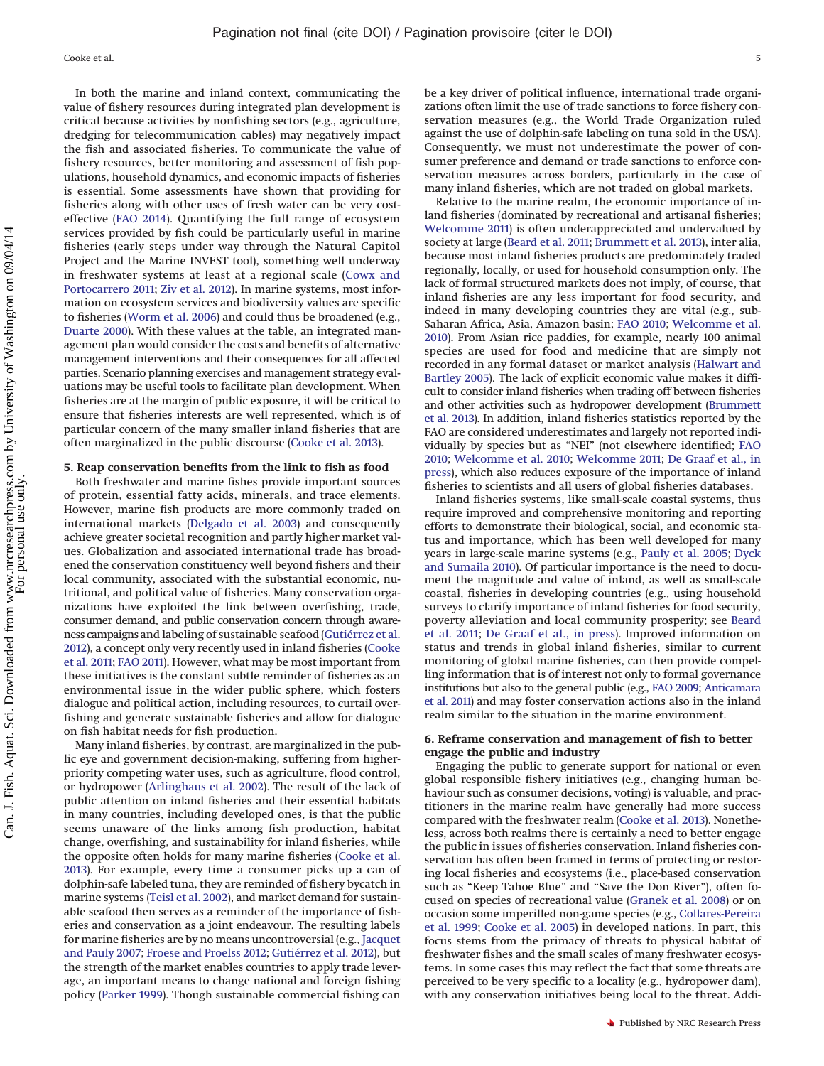In both the marine and inland context, communicating the value of fishery resources during integrated plan development is critical because activities by nonfishing sectors (e.g., agriculture, dredging for telecommunication cables) may negatively impact the fish and associated fisheries. To communicate the value of fishery resources, better monitoring and assessment of fish populations, household dynamics, and economic impacts of fisheries is essential. Some assessments have shown that providing for fisheries along with other uses of fresh water can be very cost-effective (FAO 2014). Quantifying the full range of ecosystem services provided by fish could be particularly useful in marine fisheries (early steps under way through the Natural Capitol Project and the Marine INVEST tool), something well underway in freshwater systems at least at a regional scale (Cowx and Portocarrero 2011; Ziv et al. 2012). In marine systems, most information on ecosystem services and biodiversity values are specific to fisheries (Worm et al. 2006) and could thus be broadened (e.g., Duarte 2000). With these values at the table, an integrated management plan would consider the costs and benefits of alternative management interventions and their consequences for all affected parties. Scenario planning exercises and management strategy evaluations may be useful tools to facilitate plan development. When fisheries are at the margin of public exposure, it will be critical to ensure that fisheries interests are well represented, which is of particular concern of the many smaller inland fisheries that are often marginalized in the public discourse (Cooke et al. 2013).

## 5. Reap conservation benefits from the link to fish as food

Both freshwater and marine fishes provide important sources of protein, essential fatty acids, minerals, and trace elements. However, marine fish products are more commonly traded on international markets (Delgado et al. 2003) and consequently achieve greater societal recognition and partly higher market values. Globalization and associated international trade has broadened the conservation constituency well beyond fishers and their local community, associated with the substantial economic, nutritional, and political value of fisheries. Many conservation organizations have exploited the link between overfishing, trade, consumer demand, and public conservation concern through awareness campaigns and labeling of sustainable seafood (Gutiérrez et al. 2012), a concept only very recently used in inland fisheries (Cooke et al. 2011; FAO 2011). However, what may be most important from these initiatives is the constant subtle reminder of fisheries as an environmental issue in the wider public sphere, which fosters dialogue and political action, including resources, to curtail overfishing and generate sustainable fisheries and allow for dialogue on fish habitat needs for fish production.

Many inland fisheries, by contrast, are marginalized in the public eye and government decision-making, suffering from higher-priority competing water uses, such as agriculture, flood control, or hydropower (Arlinghaus et al. 2002). The result of the lack of public attention on inland fisheries and their essential habitats in many countries, including developed ones, is that the public seems unaware of the links among fish production, habitat change, overfishing, and sustainability for inland fisheries, while the opposite often holds for many marine fisheries (Cooke et al. 2013). For example, every time a consumer picks up a can of dolphin-safe labeled tuna, they are reminded of fishery bycatch in marine systems (Teisl et al. 2002), and market demand for sustainable seafood then serves as a reminder of the importance of fisheries and conservation as a joint endeavour. The resulting labels for marine fisheries are by no means uncontroversial (e.g., Jacquet and Pauly 2007; Froese and Proelss 2012; Gutiérrez et al. 2012), but the strength of the market enables countries to apply trade leverage, an important means to change national and foreign fishing policy (Parker 1999). Though sustainable commercial fishing can be a key driver of political influence, international trade organizations often limit the use of trade sanctions to force fishery conservation measures (e.g., the World Trade Organization ruled against the use of dolphin-safe labeling on tuna sold in the USA). Consequently, we must not underestimate the power of consumer preference and demand or trade sanctions to enforce conservation measures across borders, particularly in the case of many inland fisheries, which are not traded on global markets.

Relative to the marine realm, the economic importance of inland fisheries (dominated by recreational and artisanal fisheries; Welcomme 2011) is often underappreciated and undervalued by society at large (Beard et al. 2011; Brummett et al. 2013), inter alia, because most inland fisheries products are predominately traded regionally, locally, or used for household consumption only. The lack of formal structured markets does not imply, of course, that inland fisheries are any less important for food security, and indeed in many developing countries they are vital (e.g., sub-Saharan Africa, Asia, Amazon basin; FAO 2010; Welcomme et al. 2010). From Asian rice paddies, for example, nearly 100 animal species are used for food and medicine that are simply not recorded in any formal dataset or market analysis (Halwart and Bartley 2005). The lack of explicit economic value makes it difficult to consider inland fisheries when trading off between fisheries and other activities such as hydropower development (Brummett et al. 2013). In addition, inland fisheries statistics reported by the FAO are considered underestimates and largely not reported individually by species but as "NEI" (not elsewhere identified; FAO 2010; Welcomme et al. 2010; Welcomme 2011; De Graaf et al., in press), which also reduces exposure of the importance of inland fisheries to scientists and all users of global fisheries databases.

Inland fisheries systems, like small-scale coastal systems, thus require improved and comprehensive monitoring and reporting efforts to demonstrate their biological, social, and economic status and importance, which has been well developed for many years in large-scale marine systems (e.g., Pauly et al. 2005; Dyck and Sumaila 2010). Of particular importance is the need to document the magnitude and value of inland, as well as small-scale coastal, fisheries in developing countries (e.g., using household surveys to clarify importance of inland fisheries for food security, poverty alleviation and local community prosperity; see Beard et al. 2011; De Graaf et al., in press). Improved information on status and trends in global inland fisheries, similar to current monitoring of global marine fisheries, can then provide compelling information that is of interest not only to formal governance institutions but also to the general public (e.g., FAO 2009; Anticamara et al. 2011) and may foster conservation actions also in the inland realm similar to the situation in the marine environment.

## 6. Reframe conservation and management of fish to better engage the public and industry

Engaging the public to generate support for national or even global responsible fishery initiatives (e.g., changing human behaviour such as consumer decisions, voting) is valuable, and practitioners in the marine realm have generally had more success compared with the freshwater realm (Cooke et al. 2013). Nonetheless, across both realms there is certainly a need to better engage the public in issues of fisheries conservation. Inland fisheries conservation has often been framed in terms of protecting or restoring local fisheries and ecosystems (i.e., place-based conservation such as "Keep Tahoe Blue" and "Save the Don River"), often focused on species of recreational value (Granek et al. 2008) or on occasion some imperilled non-game species (e.g., Collares-Pereira et al. 1999; Cooke et al. 2005) in developed nations. In part, this focus stems from the primacy of threats to physical habitat of freshwater fishes and the small scales of many freshwater ecosystems. In some cases this may reflect the fact that some threats are perceived to be very specific to a locality (e.g., hydropower dam), with any conservation initiatives being local to the threat. Addi-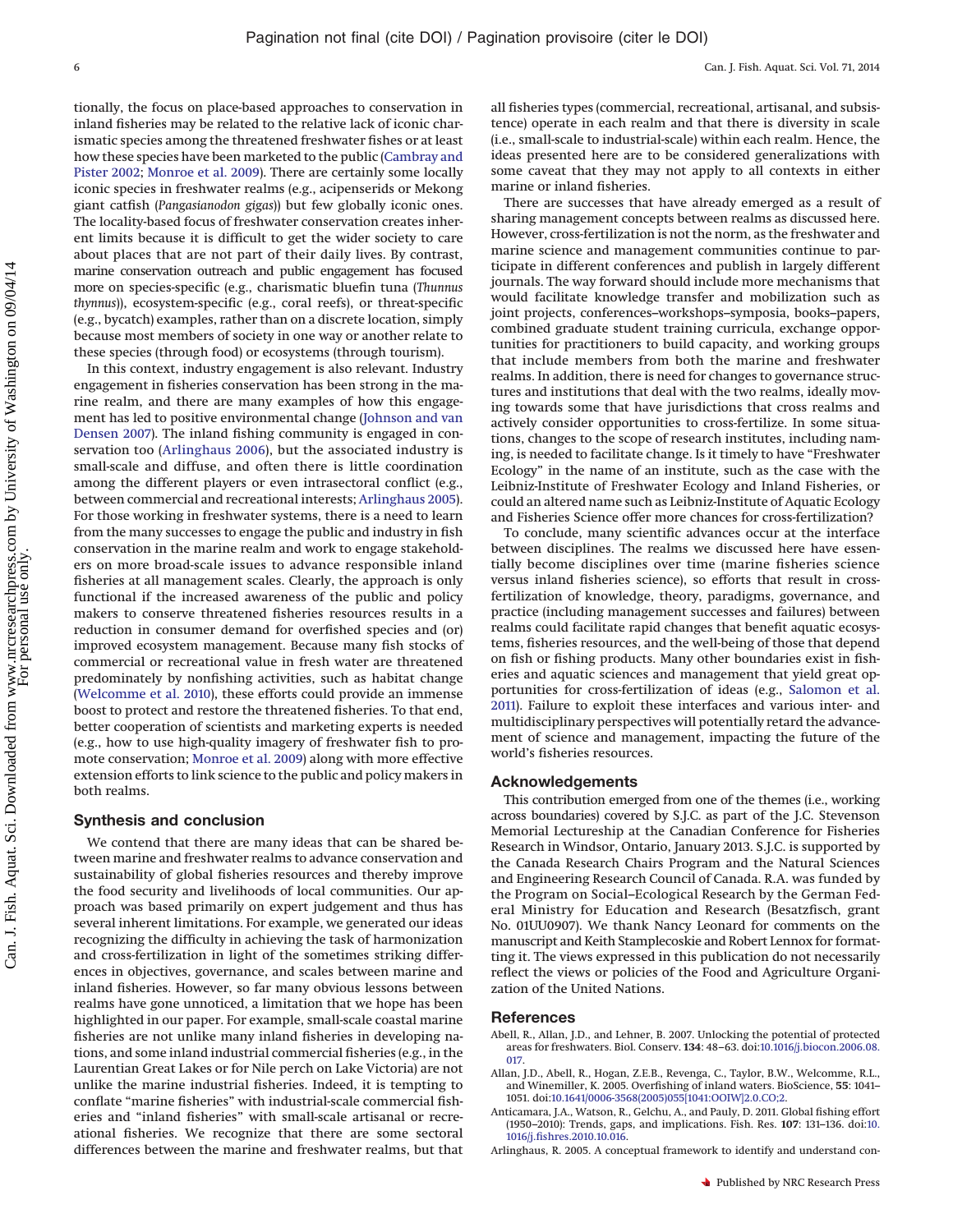tionally, the focus on place-based approaches to conservation in inland fisheries may be related to the relative lack of iconic charismatic species among the threatened freshwater fishes or at least how these species have been marketed to the public (Cambray and Pister 2002; Monroe et al. 2009). There are certainly some locally iconic species in freshwater realms (e.g., acipenserids or Mekong giant catfish (*Pangasianodon gigas*)) but few globally iconic ones. The locality-based focus of freshwater conservation creates inherent limits because it is difficult to get the wider society to care about places that are not part of their daily lives. By contrast, marine conservation outreach and public engagement has focused more on species-specific (e.g., charismatic bluefin tuna (*Thunnus thynnus*)), ecosystem-specific (e.g., coral reefs), or threat-specific (e.g., bycatch) examples, rather than on a discrete location, simply because most members of society in one way or another relate to these species (through food) or ecosystems (through tourism).

In this context, industry engagement is also relevant. Industry engagement in fisheries conservation has been strong in the marine realm, and there are many examples of how this engagement has led to positive environmental change (Johnson and van Densen 2007). The inland fishing community is engaged in conservation too (Arlinghaus 2006), but the associated industry is small-scale and diffuse, and often there is little coordination among the different players or even intrasectoral conflict (e.g., between commercial and recreational interests; Arlinghaus 2005). For those working in freshwater systems, there is a need to learn from the many successes to engage the public and industry in fish conservation in the marine realm and work to engage stakeholders on more broad-scale issues to advance responsible inland fisheries at all management scales. Clearly, the approach is only functional if the increased awareness of the public and policy makers to conserve threatened fisheries resources results in a reduction in consumer demand for overfished species and (or) improved ecosystem management. Because many fish stocks of commercial or recreational value in fresh water are threatened predominately by nonfishing activities, such as habitat change (Welcomme et al. 2010), these efforts could provide an immense boost to protect and restore the threatened fisheries. To that end, better cooperation of scientists and marketing experts is needed (e.g., how to use high-quality imagery of freshwater fish to promote conservation; Monroe et al. 2009) along with more effective extension efforts to link science to the public and policy makers in both realms.

## Synthesis and conclusion

We contend that there are many ideas that can be shared between marine and freshwater realms to advance conservation and sustainability of global fisheries resources and thereby improve the food security and livelihoods of local communities. Our approach was based primarily on expert judgement and thus has several inherent limitations. For example, we generated our ideas recognizing the difficulty in achieving the task of harmonization and cross-fertilization in light of the sometimes striking differences in objectives, governance, and scales between marine and inland fisheries. However, so far many obvious lessons between realms have gone unnoticed, a limitation that we hope has been highlighted in our paper. For example, small-scale coastal marine fisheries are not unlike many inland fisheries in developing nations, and some inland industrial commercial fisheries (e.g., in the Laurentian Great Lakes or for Nile perch on Lake Victoria) are not unlike the marine industrial fisheries. Indeed, it is tempting to conflate "marine fisheries" with industrial-scale commercial fisheries and "inland fisheries" with small-scale artisanal or recreational fisheries. We recognize that there are some sectoral differences between the marine and freshwater realms, but that all fisheries types (commercial, recreational, artisanal, and subsistence) operate in each realm and that there is diversity in scale (i.e., small-scale to industrial-scale) within each realm. Hence, the ideas presented here are to be considered generalizations with some caveat that they may not apply to all contexts in either marine or inland fisheries.

There are successes that have already emerged as a result of sharing management concepts between realms as discussed here. However, cross-fertilization is not the norm, as the freshwater and marine science and management communities continue to participate in different conferences and publish in largely different journals. The way forward should include more mechanisms that would facilitate knowledge transfer and mobilization such as joint projects, conferences–workshops–symposia, books–papers, combined graduate student training curricula, exchange opportunities for practitioners to build capacity, and working groups that include members from both the marine and freshwater realms. In addition, there is need for changes to governance structures and institutions that deal with the two realms, ideally moving towards some that have jurisdictions that cross realms and actively consider opportunities to cross-fertilize. In some situations, changes to the scope of research institutes, including naming, is needed to facilitate change. Is it timely to have "Freshwater Ecology" in the name of an institute, such as the case with the Leibniz-Institute of Freshwater Ecology and Inland Fisheries, or could an altered name such as Leibniz-Institute of Aquatic Ecology and Fisheries Science offer more chances for cross-fertilization?

To conclude, many scientific advances occur at the interface between disciplines. The realms we discussed here have essentially become disciplines over time (marine fisheries science versus inland fisheries science), so efforts that result in cross-fertilization of knowledge, theory, paradigms, governance, and practice (including management successes and failures) between realms could facilitate rapid changes that benefit aquatic ecosystems, fisheries resources, and the well-being of those that depend on fish or fishing products. Many other boundaries exist in fisheries and aquatic sciences and management that yield great opportunities for cross-fertilization of ideas (e.g., Salomon et al. 2011). Failure to exploit these interfaces and various inter- and multidisciplinary perspectives will potentially retard the advancement of science and management, impacting the future of the world's fisheries resources.

## Acknowledgements

This contribution emerged from one of the themes (i.e., working across boundaries) covered by S.J.C. as part of the J.C. Stevenson Memorial Lectureship at the Canadian Conference for Fisheries Research in Windsor, Ontario, January 2013. S.J.C. is supported by the Canada Research Chairs Program and the Natural Sciences and Engineering Research Council of Canada. R.A. was funded by the Program on Social–Ecological Research by the German Federal Ministry for Education and Research (Besatzfisch, grant No. 01UU0907). We thank Nancy Leonard for comments on the manuscript and Keith Stamplecoskie and Robert Lennox for formatting it. The views expressed in this publication do not necessarily reflect the views or policies of the Food and Agriculture Organization of the United Nations.

## References

Abell, R., Allan, J.D., and Lehner, B. 2007. Unlocking the potential of protected areas for freshwaters. Biol. Conserv. **134**: 48–63. doi:10.1016/j.biocon.2006.08.017.

Allan, J.D., Abell, R., Hogan, Z.E.B., Revenga, C., Taylor, B.W., Welcomme, R.L., and Winemiller, K. 2005. Overfishing of inland waters. BioScience, **55**: 1041–1051. doi:10.1641/0006-3568(2005)055[1041:OOIW]2.0.CO;2.

Anticamara, J.A., Watson, R., Gelchu, A., and Pauly, D. 2011. Global fishing effort (1950–2010): Trends, gaps, and implications. Fish. Res. **107**: 131–136. doi:10.1016/j.fishres.2010.10.016.

Arlinghaus, R. 2005. A conceptual framework to identify and understand con-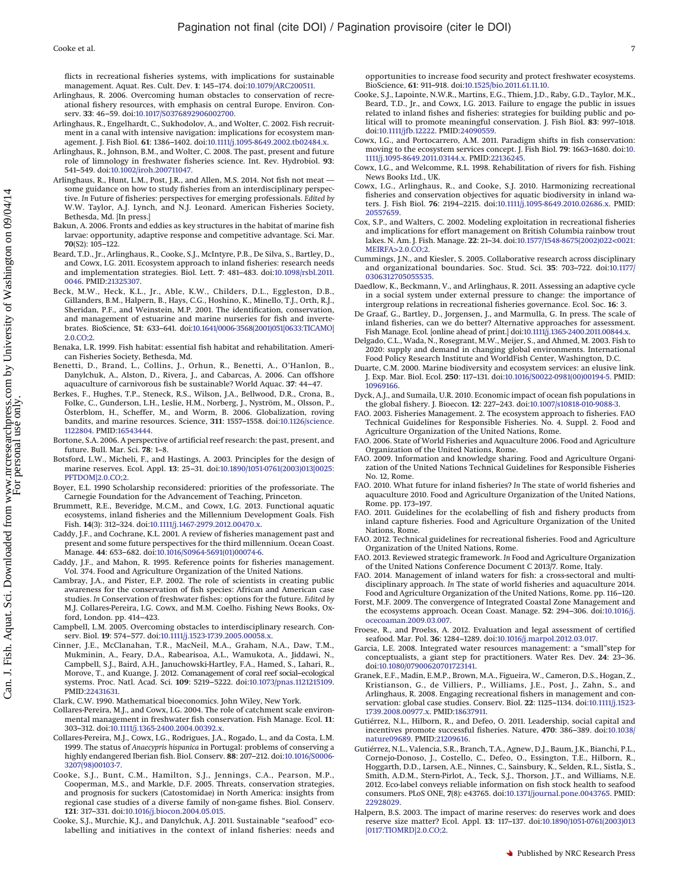flicts in recreational fisheries systems, with implications for sustainable management. Aquat. Res. Cult. Dev. **1**: 145–174. doi:10.1079/ARC200511.

Arlinghaus, R. 2006. Overcoming human obstacles to conservation of recreational fishery resources, with emphasis on central Europe. Environ. Conserv. **33**: 46–59. doi:10.1017/S0376892906002700.

Arlinghaus, R., Engelhardt, C., Sukhodolov, A., and Wolter, C. 2002. Fish recruitment in a canal with intensive navigation: implications for ecosystem management. J. Fish Biol. **61**: 1386–1402. doi:10.1111/j.1095-8649.2002.tb02484.x.

Arlinghaus, R., Johnson, B.M., and Wolter, C. 2008. The past, present and future role of limnology in freshwater fisheries science. Int. Rev. Hydrobiol. **93**: 541–549. doi:10.1002/iroh.200711047.

Arlinghaus, R., Hunt, L.M., Post, J.R., and Allen, M.S. 2014. Not fish not meat — some guidance on how to study fisheries from an interdisciplinary perspective. *In* Future of fisheries: perspectives for emerging professionals. *Edited by* W.W. Taylor, A.J. Lynch, and N.J. Leonard. American Fisheries Society, Bethesda, Md. [In press.]

Bakun, A. 2006. Fronts and eddies as key structures in the habitat of marine fish larvae: opportunity, adaptive response and competitive advantage. Sci. Mar. **70**(S2): 105–122.

Beard, T.D., Jr., Arlinghaus, R., Cooke, S.J., McIntyre, P.B., De Silva, S., Bartley, D., and Cowx, I.G. 2011. Ecosystem approach to inland fisheries: research needs and implementation strategies. Biol. Lett. **7**: 481–483. doi:10.1098/rsbl.2011.0046. PMID:21325307.

Beck, M.W., Heck, K.L., Jr., Able, K.W., Childers, D.L., Eggleston, D.B., Gillanders, B.M., Halpern, B., Hays, C.G., Hoshino, K., Minello, T.J., Orth, R.J., Sheridan, P.F., and Weinstein, M.P. 2001. The identification, conservation, and management of estuarine and marine nurseries for fish and invertebrates. BioScience, **51**: 633–641. doi:10.1641/0006-3568(2001)051[0633:TICAMO]2.0.CO;2.

Benaka, L.R. 1999. Fish habitat: essential fish habitat and rehabilitation. American Fisheries Society, Bethesda, Md.

Benetti, D., Brand, L., Collins, J., Orhun, R., Benetti, A., O'Hanlon, B., Danylchuk, A., Alston, D., Rivera, J., and Cabarcas, A. 2006. Can offshore aquaculture of carnivorous fish be sustainable? World Aquac. **37**: 44–47.

Berkes, F., Hughes, T.P., Steneck, R.S., Wilson, J.A., Bellwood, D.R., Crona, B., Folke, C., Gunderson, L.H., Leslie, H.M., Norberg, J., Nyström, M., Olsson, P., Österblom, H., Scheffer, M., and Worm, B. 2006. Globalization, roving bandits, and marine resources. Science, **311**: 1557–1558. doi:10.1126/science.1122804. PMID:16543444.

Bortone, S.A. 2006. A perspective of artificial reef research: the past, present, and future. Bull. Mar. Sci. **78**: 1–8.

Botsford, L.W., Micheli, F., and Hastings, A. 2003. Principles for the design of marine reserves. Ecol. Appl. **13**: 25–31. doi:10.1890/1051-0761(2003)013[0025:PFTDOM]2.0.CO;2.

Boyer, E.L. 1990 Scholarship reconsidered: priorities of the professoriate. The Carnegie Foundation for the Advancement of Teaching, Princeton.

Brummett, R.E., Beveridge, M.C.M., and Cowx, I.G. 2013. Functional aquatic ecosystems, inland fisheries and the Millennium Development Goals. Fish Fish. **14**(3): 312–324. doi:10.1111/j.1467-2979.2012.00470.x.

Caddy, J.F., and Cochrane, K.L. 2001. A review of fisheries management past and present and some future perspectives for the third millennium. Ocean Coast. Manage. **44**: 653–682. doi:10.1016/S0964-5691(01)00074-6.

Caddy, J.F., and Mahon, R. 1995. Reference points for fisheries management. Vol. 374. Food and Agriculture Organization of the United Nations.

Cambray, J.A., and Pister, E.P. 2002. The role of scientists in creating public awareness for the conservation of fish species: African and American case studies. *In* Conservation of freshwater fishes: options for the future. *Edited by* M.J. Collares-Pereira, I.G. Cowx, and M.M. Coelho. Fishing News Books, Oxford, London. pp. 414–423.

Campbell, L.M. 2005. Overcoming obstacles to interdisciplinary research. Conserv. Biol. **19**: 574–577. doi:10.1111/j.1523-1739.2005.00058.x.

Cinner, J.E., McClanahan, T.R., MacNeil, M.A., Graham, N.A., Daw, T.M., Mukminin, A., Feary, D.A., Rabearisoa, A.L., Wamukota, A., Jiddawi, N., Campbell, S.J., Baird, A.H., Januchowski-Hartley, F.A., Hamed, S., Lahari, R., Morove, T., and Kuange, J. 2012. Comanagement of coral reef social–ecological systems. Proc. Natl. Acad. Sci. **109**: 5219–5222. doi:10.1073/pnas.1121215109. PMID:22431631.

Clark, C.W. 1990. Mathematical bioeconomics. John Wiley, New York.

Collares-Pereira, M.J., and Cowx, I.G. 2004. The role of catchment scale environmental management in freshwater fish conservation. Fish Manage. Ecol. **11**: 303–312. doi:10.1111/j.1365-2400.2004.00392.x.

Collares-Pereira, M.J., Cowx, I.G., Rodrigues, J.A., Rogado, L., and da Costa, L.M. 1999. The status of *Anaecypris hispanica* in Portugal: problems of conserving a highly endangered Iberian fish. Biol. Conserv. **88**: 207–212. doi:10.1016/S0006-3207(98)00103-7.

Cooke, S.J., Bunt, C.M., Hamilton, S.J., Jennings, C.A., Pearson, M.P., Cooperman, M.S., and Markle, D.F. 2005. Threats, conservation strategies, and prognosis for suckers (Catostomidae) in North America: insights from regional case studies of a diverse family of non-game fishes. Biol. Conserv. **121**: 317–331. doi:10.1016/j.biocon.2004.05.015.

Cooke, S.J., Murchie, K.J., and Danylchuk, A.J. 2011. Sustainable "seafood" ecolabelling and initiatives in the context of inland fisheries: needs and opportunities to increase food security and protect freshwater ecosystems. BioScience, **61**: 911–918. doi:10.1525/bio.2011.61.11.10.

Cooke, S.J., Lapointe, N.W.R., Martins, E.G., Thiem, J.D., Raby, G.D., Taylor, M.K., Beard, T.D., Jr., and Cowx, I.G. 2013. Failure to engage the public in issues related to inland fishes and fisheries: strategies for building public and political will to promote meaningful conservation. J. Fish Biol. **83**: 997–1018. doi:10.1111/jfb.12222. PMID:24090559.

Cowx, I.G., and Portocarrero, A.M. 2011. Paradigm shifts in fish conservation: moving to the ecosystem services concept. J. Fish Biol. **79**: 1663–1680. doi:10.1111/j.1095-8649.2011.03144.x. PMID:22136245.

Cowx, I.G., and Welcomme, R.L. 1998. Rehabilitation of rivers for fish. Fishing News Books Ltd., UK.

Cowx, I.G., Arlinghaus, R., and Cooke, S.J. 2010. Harmonizing recreational fisheries and conservation objectives for aquatic biodiversity in inland waters. J. Fish Biol. **76**: 2194–2215. doi:10.1111/j.1095-8649.2010.02686.x. PMID:20557659.

Cox, S.P., and Walters, C. 2002. Modeling exploitation in recreational fisheries and implications for effort management on British Columbia rainbow trout lakes. N. Am. J. Fish. Manage. **22**: 21–34. doi:10.1577/1548-8675(2002)022<0021:MEIRFA>2.0.CO;2.

Cummings, J.N., and Kiesler, S. 2005. Collaborative research across disciplinary and organizational boundaries. Soc. Stud. Sci. **35**: 703–722. doi:10.1177/0306312705055535.

Daedlow, K., Beckmann, V., and Arlinghaus, R. 2011. Assessing an adaptive cycle in a social system under external pressure to change: the importance of intergroup relations in recreational fisheries governance. Ecol. Soc. **16**: 3.

De Graaf, G., Bartley, D., Jorgensen, J., and Marmulla, G. In press. The scale of inland fisheries, can we do better? Alternative approaches for assessment. Fish Manage. Ecol. [online ahead of print.] doi:10.1111/j.1365-2400.2011.00844.x.

Delgado, C.L., Wada, N., Rosegrant, M.W., Meijer, S., and Ahmed, M. 2003. Fish to 2020: supply and demand in changing global environments. International Food Policy Research Institute and WorldFish Center, Washington, D.C.

Duarte, C.M. 2000. Marine biodiversity and ecosystem services: an elusive link. J. Exp. Mar. Biol. Ecol. **250**: 117–131. doi:10.1016/S0022-0981(00)00194-5. PMID:10969166.

Dyck, A.J., and Sumaila, U.R. 2010. Economic impact of ocean fish populations in the global fishery. J. Bioecon. **12**: 227–243. doi:10.1007/s10818-010-9088-3.

FAO. 2003. Fisheries Management. 2. The ecosystem approach to fisheries. FAO Technical Guidelines for Responsible Fisheries. No. 4. Suppl. 2. Food and Agriculture Organization of the United Nations, Rome.

FAO. 2006. State of World Fisheries and Aquaculture 2006. Food and Agriculture Organization of the United Nations, Rome.

FAO. 2009. Information and knowledge sharing. Food and Agriculture Organization of the United Nations Technical Guidelines for Responsible Fisheries No. 12, Rome.

FAO. 2010. What future for inland fisheries? *In* The state of world fisheries and aquaculture 2010. Food and Agriculture Organization of the United Nations, Rome. pp. 173–197.

FAO. 2011. Guidelines for the ecolabelling of fish and fishery products from inland capture fisheries. Food and Agriculture Organization of the United Nations, Rome.

FAO. 2012. Technical guidelines for recreational fisheries. Food and Agriculture Organization of the United Nations, Rome.

FAO. 2013. Reviewed strategic framework. *In* Food and Agriculture Organization of the United Nations Conference Document C 2013/7. Rome, Italy.

FAO. 2014. Management of inland waters for fish: a cross-sectoral and multidisciplinary approach. *In* The state of world fisheries and aquaculture 2014. Food and Agriculture Organization of the United Nations, Rome. pp. 116–120.

Forst, M.F. 2009. The convergence of Integrated Coastal Zone Management and the ecosystems approach. Ocean Coast. Manage. **52**: 294–306. doi:10.1016/j.ocecoaman.2009.03.007.

Froese, R., and Proelss, A. 2012. Evaluation and legal assessment of certified seafood. Mar. Pol. **36**: 1284–1289. doi:10.1016/j.marpol.2012.03.017.

Garcia, L.E. 2008. Integrated water resources management: a "small"step for conceptualists, a giant step for practitioners. Water Res. Dev. **24**: 23–36. doi:10.1080/07900620701723141.

Granek, E.F., Madin, E.M.P., Brown, M.A., Figueira, W., Cameron, D.S., Hogan, Z., Kristianson, G., de Villiers, P., Williams, J.E., Post, J., Zahn, S., and Arlinghaus, R. 2008. Engaging recreational fishers in management and conservation: global case studies. Conserv. Biol. **22**: 1125–1134. doi:10.1111/j.1523-1739.2008.00977.x. PMID:18637911.

Gutiérrez, N.L., Hilborn, R., and Defeo, O. 2011. Leadership, social capital and incentives promote successful fisheries. Nature, **470**: 386–389. doi:10.1038/nature09689. PMID:21209616.

Gutiérrez, N.L., Valencia, S.R., Branch, T.A., Agnew, D.J., Baum, J.K., Bianchi, P.L., Cornejo-Donoso, J., Costello, C., Defeo, O., Essington, T.E., Hilborn, R., Hoggarth, D.D., Larsen, A.E., Ninnes, C., Sainsbury, K., Selden, R.L., Sistla, S., Smith, A.D.M., Stern-Pirlot, A., Teck, S.J., Thorson, J.T., and Williams, N.E. 2012. Eco-label conveys reliable information on fish stock health to seafood consumers. PLoS ONE, **7**(8): e43765. doi:10.1371/journal.pone.0043765. PMID:22928029.

Halpern, B.S. 2003. The impact of marine reserves: do reserves work and does reserve size matter? Ecol. Appl. **13**: 117–137. doi:10.1890/1051-0761(2003)013[0117:TIOMRD]2.0.CO;2.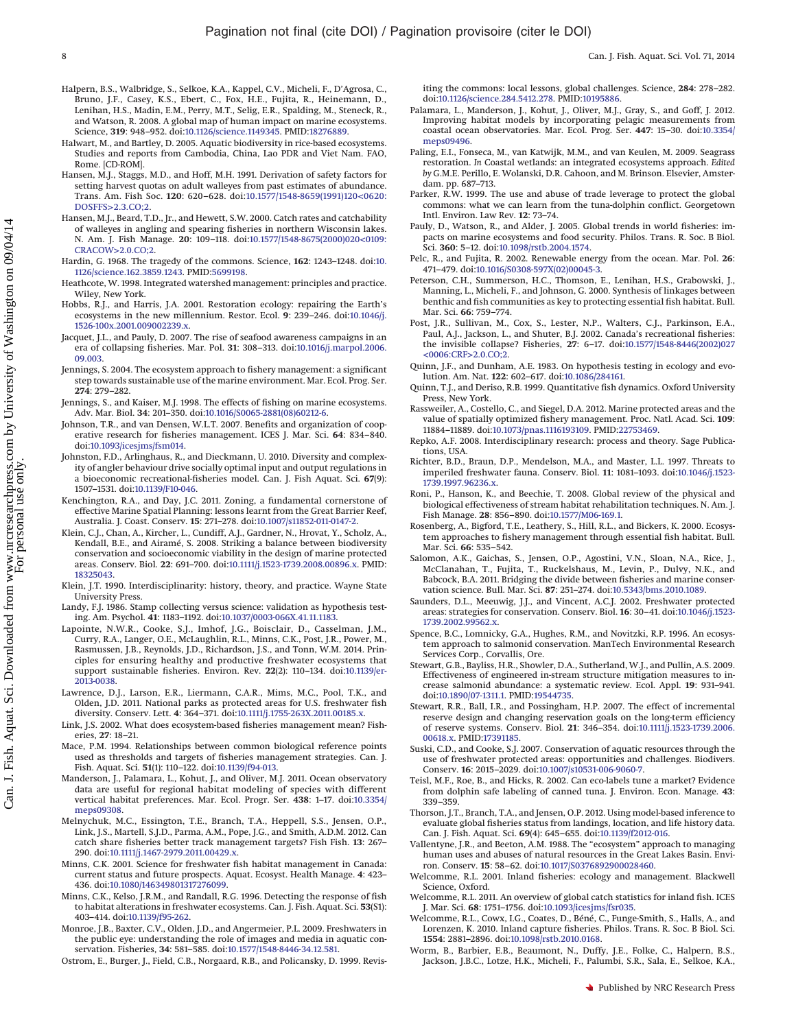Halpern, B.S., Walbridge, S., Selkoe, K.A., Kappel, C.V., Micheli, F., D'Agrosa, C., Bruno, J.F., Casey, K.S., Ebert, C., Fox, H.E., Fujita, R., Heinemann, D., Lenihan, H.S., Madin, E.M., Perry, M.T., Selig, E.R., Spalding, M., Steneck, R., and Watson, R. 2008. A global map of human impact on marine ecosystems. Science, **319**: 948–952. doi:10.1126/science.1149345. PMID:18276889.

Halwart, M., and Bartley, D. 2005. Aquatic biodiversity in rice-based ecosystems. Studies and reports from Cambodia, China, Lao PDR and Viet Nam. FAO, Rome. [CD-ROM].

Hansen, M.J., Staggs, M.D., and Hoff, M.H. 1991. Derivation of safety factors for setting harvest quotas on adult walleyes from past estimates of abundance. Trans. Am. Fish Soc. **120**: 620–628. doi:10.1577/1548-8659(1991)120<0620:DOSFFS>2.3.CO;2.

Hansen, M.J., Beard, T.D., Jr., and Hewett, S.W. 2000. Catch rates and catchability of walleyes in angling and spearing fisheries in northern Wisconsin lakes. N. Am. J. Fish Manage. **20**: 109–118. doi:10.1577/1548-8675(2000)020<0109:CRACOW>2.0.CO;2.

Hardin, G. 1968. The tragedy of the commons. Science, **162**: 1243–1248. doi:10.1126/science.162.3859.1243. PMID:5699198.

Heathcote, W. 1998. Integrated watershed management: principles and practice. Wiley, New York.

Hobbs, R.J., and Harris, J.A. 2001. Restoration ecology: repairing the Earth's ecosystems in the new millennium. Restor. Ecol. **9**: 239–246. doi:10.1046/j.1526-100x.2001.009002239.x.

Jacquet, J.L., and Pauly, D. 2007. The rise of seafood awareness campaigns in an era of collapsing fisheries. Mar. Pol. **31**: 308–313. doi:10.1016/j.marpol.2006.09.003.

Jennings, S. 2004. The ecosystem approach to fishery management: a significant step towards sustainable use of the marine environment. Mar. Ecol. Prog. Ser. **274**: 279–282.

Jennings, S., and Kaiser, M.J. 1998. The effects of fishing on marine ecosystems. Adv. Mar. Biol. **34**: 201–350. doi:10.1016/S0065-2881(08)60212-6.

Johnson, T.R., and van Densen, W.L.T. 2007. Benefits and organization of cooperative research for fisheries management. ICES J. Mar. Sci. **64**: 834–840. doi:10.1093/icesjms/fsm014.

Johnston, F.D., Arlinghaus, R., and Dieckmann, U. 2010. Diversity and complexity of angler behaviour drive socially optimal input and output regulations in a bioeconomic recreational-fisheries model. Can. J. Fish Aquat. Sci. **67**(9): 1507–1531. doi:10.1139/F10-046.

Kenchington, R.A., and Day, J.C. 2011. Zoning, a fundamental cornerstone of effective Marine Spatial Planning: lessons learnt from the Great Barrier Reef, Australia. J. Coast. Conserv. **15**: 271–278. doi:10.1007/s11852-011-0147-2.

Klein, C.J., Chan, A., Kircher, L., Cundiff, A.J., Gardner, N., Hrovat, Y., Scholz, A., Kendall, B.E., and Airamé, S. 2008. Striking a balance between biodiversity conservation and socioeconomic viability in the design of marine protected areas. Conserv. Biol. **22**: 691–700. doi:10.1111/j.1523-1739.2008.00896.x. PMID:18325043.

Klein, J.T. 1990. Interdisciplinarity: history, theory, and practice. Wayne State University Press.

Landy, F.J. 1986. Stamp collecting versus science: validation as hypothesis testing. Am. Psychol. **41**: 1183–1192. doi:10.1037/0003-066X.41.11.1183.

Lapointe, N.W.R., Cooke, S.J., Imhof, J.G., Boisclair, D., Casselman, J.M., Curry, R.A., Langer, O.E., McLaughlin, R.L., Minns, C.K., Post, J.R., Power, M., Rasmussen, J.B., Reynolds, J.D., Richardson, J.S., and Tonn, W.M. 2014. Principles for ensuring healthy and productive freshwater ecosystems that support sustainable fisheries. Environ. Rev. **22**(2): 110–134. doi:10.1139/er-2013-0038.

Lawrence, D.J., Larson, E.R., Liermann, C.A.R., Mims, M.C., Pool, T.K., and Olden, J.D. 2011. National parks as protected areas for U.S. freshwater fish diversity. Conserv. Lett. **4**: 364–371. doi:10.1111/j.1755-263X.2011.00185.x.

Link, J.S. 2002. What does ecosystem-based fisheries management mean? Fisheries, **27**: 18–21.

Mace, P.M. 1994. Relationships between common biological reference points used as thresholds and targets of fisheries management strategies. Can. J. Fish. Aquat. Sci. **51**(1): 110–122. doi:10.1139/f94-013.

Manderson, J., Palamara, L., Kohut, J., and Oliver, M.J. 2011. Ocean observatory data are useful for regional habitat modeling of species with different vertical habitat preferences. Mar. Ecol. Progr. Ser. **438**: 1–17. doi:10.3354/meps09308.

Melnychuk, M.C., Essington, T.E., Branch, T.A., Heppell, S.S., Jensen, O.P., Link, J.S., Martell, S.J.D., Parma, A.M., Pope, J.G., and Smith, A.D.M. 2012. Can catch share fisheries better track management targets? Fish Fish. **13**: 267–290. doi:10.1111/j.1467-2979.2011.00429.x.

Minns, C.K. 2001. Science for freshwater fish habitat management in Canada: current status and future prospects. Aquat. Ecosyst. Health Manage. **4**: 423–436. doi:10.1080/146349801317276099.

Minns, C.K., Kelso, J.R.M., and Randall, R.G. 1996. Detecting the response of fish to habitat alterations in freshwater ecosystems. Can. J. Fish. Aquat. Sci. **53**(S1): 403–414. doi:10.1139/f95-262.

Monroe, J.B., Baxter, C.V., Olden, J.D., and Angermeier, P.L. 2009. Freshwaters in the public eye: understanding the role of images and media in aquatic conservation. Fisheries, **34**: 581–585. doi:10.1577/1548-8446-34.12.581.

Ostrom, E., Burger, J., Field, C.B., Norgaard, R.B., and Policansky, D. 1999. Revisiting the commons: local lessons, global challenges. Science, **284**: 278–282. doi:10.1126/science.284.5412.278. PMID:10195886.

Palamara, L., Manderson, J., Kohut, J., Oliver, M.J., Gray, S., and Goff, J. 2012. Improving habitat models by incorporating pelagic measurements from coastal ocean observatories. Mar. Ecol. Prog. Ser. **447**: 15–30. doi:10.3354/meps09496.

Paling, E.I., Fonseca, M., van Katwijk, M.M., and van Keulen, M. 2009. Seagrass restoration. *In* Coastal wetlands: an integrated ecosystems approach. *Edited by* G.M.E. Perillo, E. Wolanski, D.R. Cahoon, and M. Brinson. Elsevier, Amsterdam. pp. 687–713.

Parker, R.W. 1999. The use and abuse of trade leverage to protect the global commons: what we can learn from the tuna-dolphin conflict. Georgetown Intl. Environ. Law Rev. **12**: 73–74.

Pauly, D., Watson, R., and Alder, J. 2005. Global trends in world fisheries: impacts on marine ecosystems and food security. Philos. Trans. R. Soc. B Biol. Sci. **360**: 5–12. doi:10.1098/rstb.2004.1574.

Pelc, R., and Fujita, R. 2002. Renewable energy from the ocean. Mar. Pol. **26**: 471–479. doi:10.1016/S0308-597X(02)00045-3.

Peterson, C.H., Summerson, H.C., Thomson, E., Lenihan, H.S., Grabowski, J., Manning, L., Micheli, F., and Johnson, G. 2000. Synthesis of linkages between benthic and fish communities as key to protecting essential fish habitat. Bull. Mar. Sci. **66**: 759–774.

Post, J.R., Sullivan, M., Cox, S., Lester, N.P., Walters, C.J., Parkinson, E.A., Paul, A.J., Jackson, L., and Shuter, B.J. 2002. Canada's recreational fisheries: the invisible collapse? Fisheries, **27**: 6–17. doi:10.1577/1548-8446(2002)027<0006:CRF>2.0.CO;2.

Quinn, J.F., and Dunham, A.E. 1983. On hypothesis testing in ecology and evolution. Am. Nat. **122**: 602–617. doi:10.1086/284161.

Quinn, T.J., and Deriso, R.B. 1999. Quantitative fish dynamics. Oxford University Press, New York.

Rassweiler, A., Costello, C., and Siegel, D.A. 2012. Marine protected areas and the value of spatially optimized fishery management. Proc. Natl. Acad. Sci. **109**: 11884–11889. doi:10.1073/pnas.1116193109. PMID:22753469.

Repko, A.F. 2008. Interdisciplinary research: process and theory. Sage Publications, USA.

Richter, B.D., Braun, D.P., Mendelson, M.A., and Master, L.L. 1997. Threats to imperiled freshwater fauna. Conserv. Biol. **11**: 1081–1093. doi:10.1046/j.1523-1739.1997.96236.x.

Roni, P., Hanson, K., and Beechie, T. 2008. Global review of the physical and biological effectiveness of stream habitat rehabilitation techniques. N. Am. J. Fish Manage. **28**: 856–890. doi:10.1577/M06-169.1.

Rosenberg, A., Bigford, T.E., Leathery, S., Hill, R.L., and Bickers, K. 2000. Ecosystem approaches to fishery management through essential fish habitat. Bull. Mar. Sci. **66**: 535–542.

Salomon, A.K., Gaichas, S., Jensen, O.P., Agostini, V.N., Sloan, N.A., Rice, J., McClanahan, T., Fujita, T., Ruckelshaus, M., Levin, P., Dulvy, N.K., and Babcock, B.A. 2011. Bridging the divide between fisheries and marine conservation science. Bull. Mar. Sci. **87**: 251–274. doi:10.5343/bms.2010.1089.

Saunders, D.L., Meeuwig, J.J., and Vincent, A.C.J. 2002. Freshwater protected areas: strategies for conservation. Conserv. Biol. **16**: 30–41. doi:10.1046/j.1523-1739.2002.99562.x.

Spence, B.C., Lomnicky, G.A., Hughes, R.M., and Novitzki, R.P. 1996. An ecosystem approach to salmonid conservation. ManTech Environmental Research Services Corp., Corvallis, Ore.

Stewart, G.B., Bayliss, H.R., Showler, D.A., Sutherland, W.J., and Pullin, A.S. 2009. Effectiveness of engineered in-stream structure mitigation measures to increase salmonid abundance: a systematic review. Ecol. Appl. **19**: 931–941. doi:10.1890/07-1311.1. PMID:19544735.

Stewart, R.R., Ball, I.R., and Possingham, H.P. 2007. The effect of incremental reserve design and changing reservation goals on the long-term efficiency of reserve systems. Conserv. Biol. **21**: 346–354. doi:10.1111/j.1523-1739.2006.00618.x. PMID:17391185.

Suski, C.D., and Cooke, S.J. 2007. Conservation of aquatic resources through the use of freshwater protected areas: opportunities and challenges. Biodivers. Conserv. **16**: 2015–2029. doi:10.1007/s10531-006-9060-7.

Teisl, M.F., Roe, B., and Hicks, R. 2002. Can eco-labels tune a market? Evidence from dolphin safe labeling of canned tuna. J. Environ. Econ. Manage. **43**: 339–359.

Thorson, J.T., Branch, T.A., and Jensen, O.P. 2012. Using model-based inference to evaluate global fisheries status from landings, location, and life history data. Can. J. Fish. Aquat. Sci. **69**(4): 645–655. doi:10.1139/f2012-016.

Vallentyne, J.R., and Beeton, A.M. 1988. The "ecosystem" approach to managing human uses and abuses of natural resources in the Great Lakes Basin. Environ. Conserv. **15**: 58–62. doi:10.1017/S0376892900028460.

Welcomme, R.L. 2001. Inland fisheries: ecology and management. Blackwell Science, Oxford.

Welcomme, R.L. 2011. An overview of global catch statistics for inland fish. ICES J. Mar. Sci. **68**: 1751–1756. doi:10.1093/icesjms/fsr035.

Welcomme, R.L., Cowx, I.G., Coates, D., Béné, C., Funge-Smith, S., Halls, A., and Lorenzen, K. 2010. Inland capture fisheries. Philos. Trans. R. Soc. B Biol. Sci. **1554**: 2881–2896. doi:10.1098/rstb.2010.0168.

Worm, B., Barbier, E.B., Beaumont, N., Duffy, J.E., Folke, C., Halpern, B.S., Jackson, J.B.C., Lotze, H.K., Micheli, F., Palumbi, S.R., Sala, E., Selkoe, K.A.,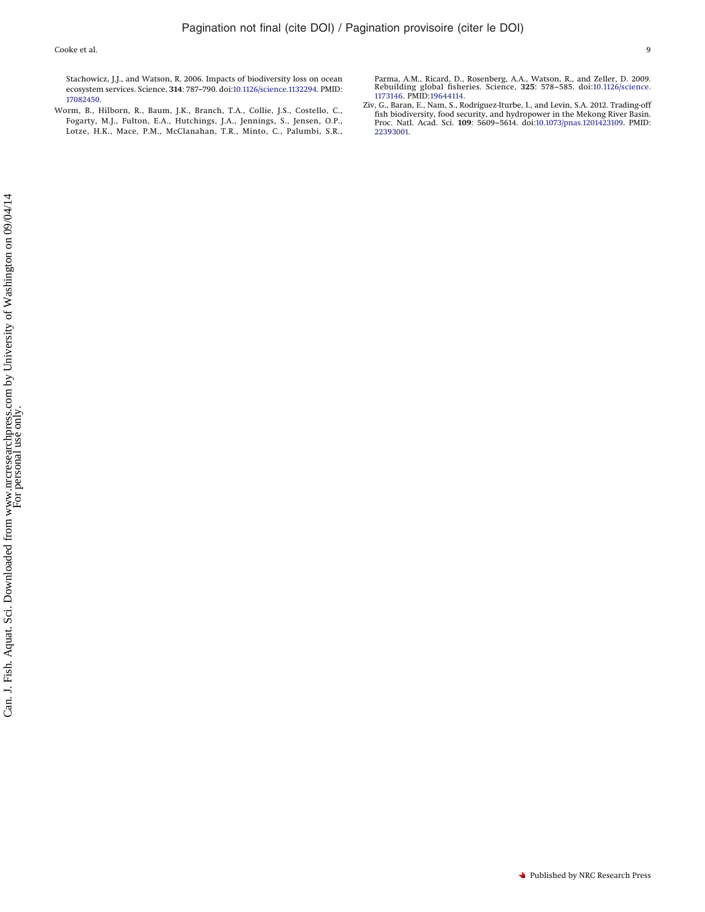Stachowicz, J.J., and Watson, R. 2006. Impacts of biodiversity loss on ocean ecosystem services. Science, **314**: 787–790. doi:10.1126/science.1132294. PMID: 17082450.

Worm, B., Hilborn, R., Baum, J.K., Branch, T.A., Collie, J.S., Costello, C., Fogarty, M.J., Fulton, E.A., Hutchings, J.A., Jennings, S., Jensen, O.P., Lotze, H.K., Mace, P.M., McClanahan, T.R., Minto, C., Palumbi, S.R., Parma, A.M., Ricard, D., Rosenberg, A.A., Watson, R., and Zeller, D. 2009. Rebuilding global fisheries. Science, **325**: 578–585. doi:10.1126/science.1173146. PMID:19644114.

Ziv, G., Baran, E., Nam, S., Rodríguez-Iturbe, I., and Levin, S.A. 2012. Trading-off fish biodiversity, food security, and hydropower in the Mekong River Basin. Proc. Natl. Acad. Sci. **109**: 5609–5614. doi:10.1073/pnas.1201423109. PMID: 22393001.